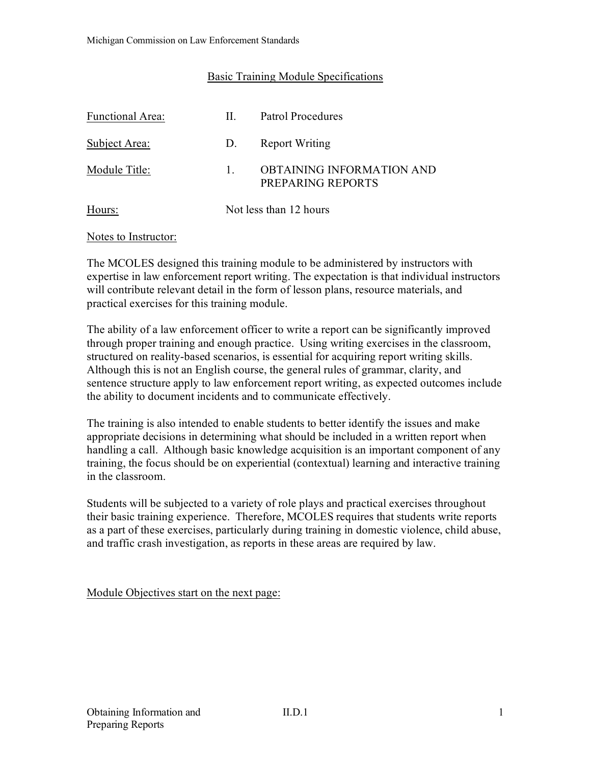## Basic Training Module Specifications

| | | |
|---|---|---|
| Functional Area: | II. | Patrol Procedures |
| Subject Area: | D. | Report Writing |
| Module Title: | 1. | OBTAINING INFORMATION AND PREPARING REPORTS |
| Hours: | Not less than 12 hours | |

Notes to Instructor:

The MCOLES designed this training module to be administered by instructors with expertise in law enforcement report writing. The expectation is that individual instructors will contribute relevant detail in the form of lesson plans, resource materials, and practical exercises for this training module.

The ability of a law enforcement officer to write a report can be significantly improved through proper training and enough practice. Using writing exercises in the classroom, structured on reality-based scenarios, is essential for acquiring report writing skills. Although this is not an English course, the general rules of grammar, clarity, and sentence structure apply to law enforcement report writing, as expected outcomes include the ability to document incidents and to communicate effectively.

The training is also intended to enable students to better identify the issues and make appropriate decisions in determining what should be included in a written report when handling a call. Although basic knowledge acquisition is an important component of any training, the focus should be on experiential (contextual) learning and interactive training in the classroom.

Students will be subjected to a variety of role plays and practical exercises throughout their basic training experience. Therefore, MCOLES requires that students write reports as a part of these exercises, particularly during training in domestic violence, child abuse, and traffic crash investigation, as reports in these areas are required by law.

Module Objectives start on the next page: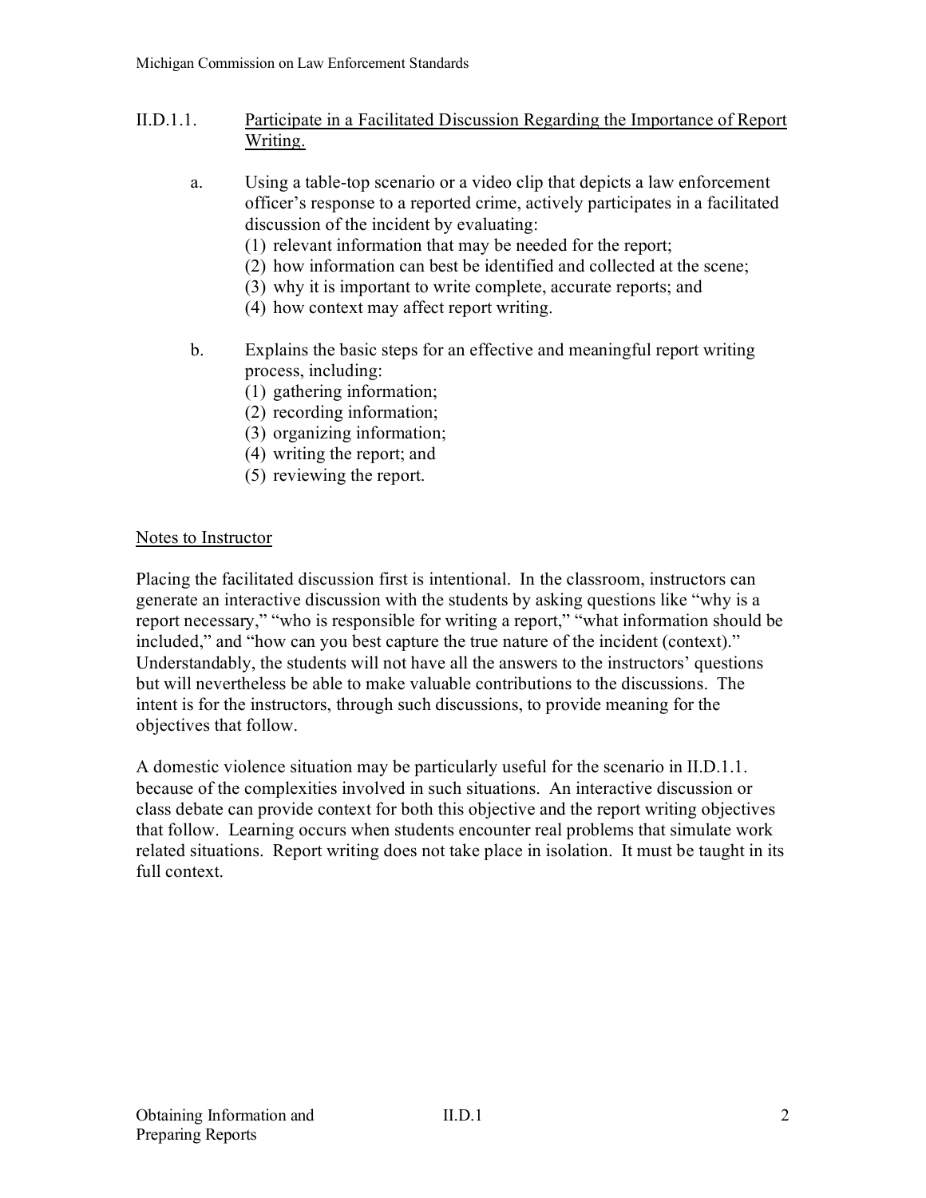## II.D.1.1. Participate in a Facilitated Discussion Regarding the Importance of Report Writing.

a. Using a table-top scenario or a video clip that depicts a law enforcement officer's response to a reported crime, actively participates in a facilitated discussion of the incident by evaluating:
   (1) relevant information that may be needed for the report;
   (2) how information can best be identified and collected at the scene;
   (3) why it is important to write complete, accurate reports; and
   (4) how context may affect report writing.

b. Explains the basic steps for an effective and meaningful report writing process, including:
   (1) gathering information;
   (2) recording information;
   (3) organizing information;
   (4) writing the report; and
   (5) reviewing the report.

### Notes to Instructor

Placing the facilitated discussion first is intentional. In the classroom, instructors can generate an interactive discussion with the students by asking questions like "why is a report necessary," "who is responsible for writing a report," "what information should be included," and "how can you best capture the true nature of the incident (context)." Understandably, the students will not have all the answers to the instructors' questions but will nevertheless be able to make valuable contributions to the discussions. The intent is for the instructors, through such discussions, to provide meaning for the objectives that follow.

A domestic violence situation may be particularly useful for the scenario in II.D.1.1. because of the complexities involved in such situations. An interactive discussion or class debate can provide context for both this objective and the report writing objectives that follow. Learning occurs when students encounter real problems that simulate work related situations. Report writing does not take place in isolation. It must be taught in its full context.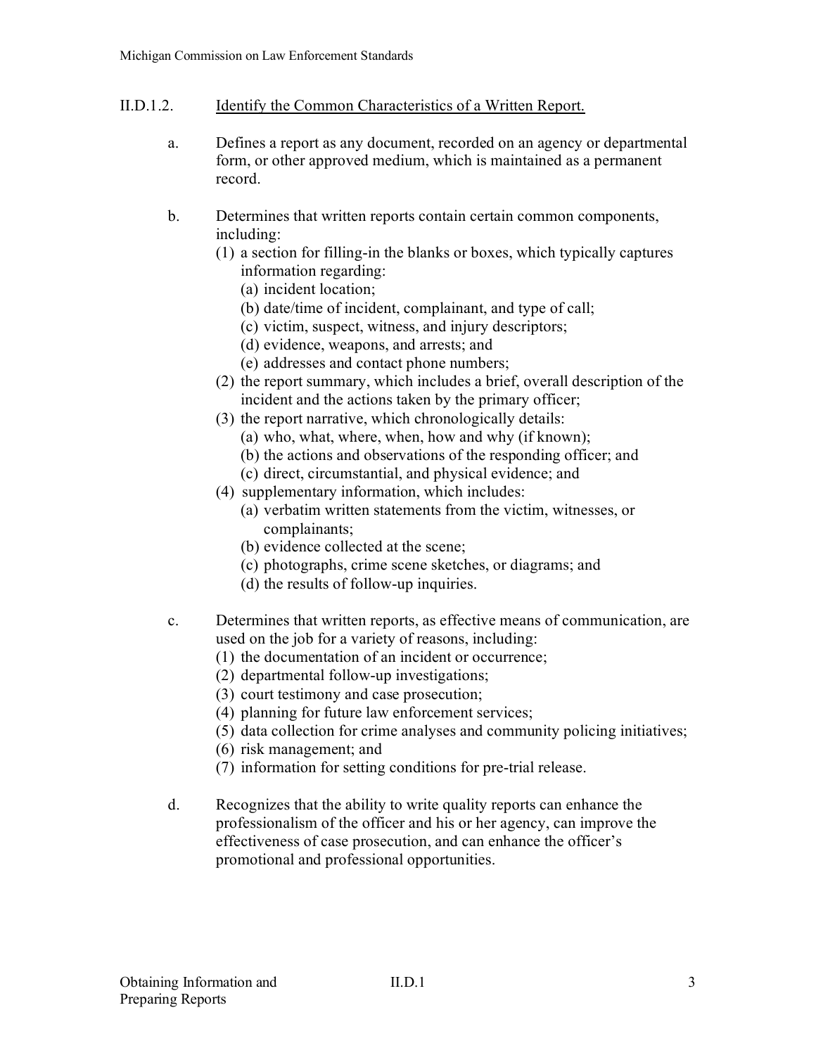## II.D.1.2. Identify the Common Characteristics of a Written Report.

a. Defines a report as any document, recorded on an agency or departmental form, or other approved medium, which is maintained as a permanent record.

b. Determines that written reports contain certain common components, including:
   (1) a section for filling-in the blanks or boxes, which typically captures information regarding:
      (a) incident location;
      (b) date/time of incident, complainant, and type of call;
      (c) victim, suspect, witness, and injury descriptors;
      (d) evidence, weapons, and arrests; and
      (e) addresses and contact phone numbers;
   (2) the report summary, which includes a brief, overall description of the incident and the actions taken by the primary officer;
   (3) the report narrative, which chronologically details:
      (a) who, what, where, when, how and why (if known);
      (b) the actions and observations of the responding officer; and
      (c) direct, circumstantial, and physical evidence; and
   (4) supplementary information, which includes:
      (a) verbatim written statements from the victim, witnesses, or complainants;
      (b) evidence collected at the scene;
      (c) photographs, crime scene sketches, or diagrams; and
      (d) the results of follow-up inquiries.

c. Determines that written reports, as effective means of communication, are used on the job for a variety of reasons, including:
   (1) the documentation of an incident or occurrence;
   (2) departmental follow-up investigations;
   (3) court testimony and case prosecution;
   (4) planning for future law enforcement services;
   (5) data collection for crime analyses and community policing initiatives;
   (6) risk management; and
   (7) information for setting conditions for pre-trial release.

d. Recognizes that the ability to write quality reports can enhance the professionalism of the officer and his or her agency, can improve the effectiveness of case prosecution, and can enhance the officer's promotional and professional opportunities.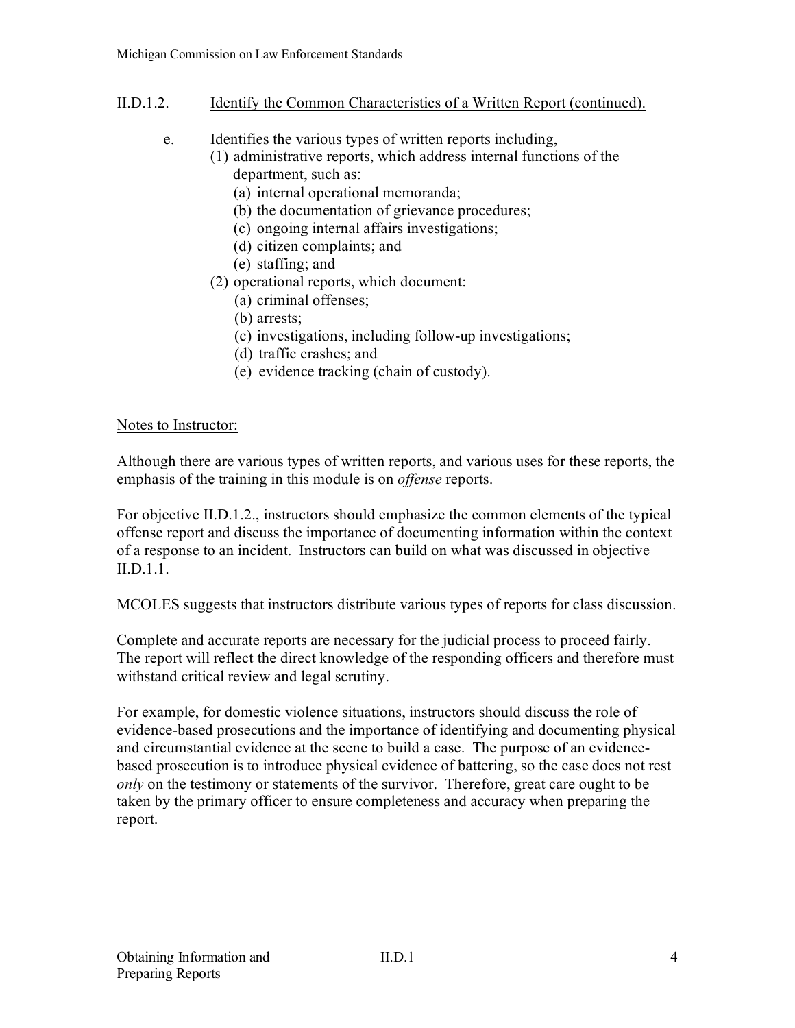## II.D.1.2. Identify the Common Characteristics of a Written Report (continued).

e. Identifies the various types of written reports including,
   1. (1) administrative reports, which address internal functions of the department, such as:
      - (a) internal operational memoranda;
      - (b) the documentation of grievance procedures;
      - (c) ongoing internal affairs investigations;
      - (d) citizen complaints; and
      - (e) staffing; and
   2. (2) operational reports, which document:
      - (a) criminal offenses;
      - (b) arrests;
      - (c) investigations, including follow-up investigations;
      - (d) traffic crashes; and
      - (e) evidence tracking (chain of custody).

Notes to Instructor:

Although there are various types of written reports, and various uses for these reports, the emphasis of the training in this module is on *offense* reports.

For objective II.D.1.2., instructors should emphasize the common elements of the typical offense report and discuss the importance of documenting information within the context of a response to an incident. Instructors can build on what was discussed in objective II.D.1.1.

MCOLES suggests that instructors distribute various types of reports for class discussion.

Complete and accurate reports are necessary for the judicial process to proceed fairly. The report will reflect the direct knowledge of the responding officers and therefore must withstand critical review and legal scrutiny.

For example, for domestic violence situations, instructors should discuss the role of evidence-based prosecutions and the importance of identifying and documenting physical and circumstantial evidence at the scene to build a case. The purpose of an evidence-based prosecution is to introduce physical evidence of battering, so the case does not rest *only* on the testimony or statements of the survivor. Therefore, great care ought to be taken by the primary officer to ensure completeness and accuracy when preparing the report.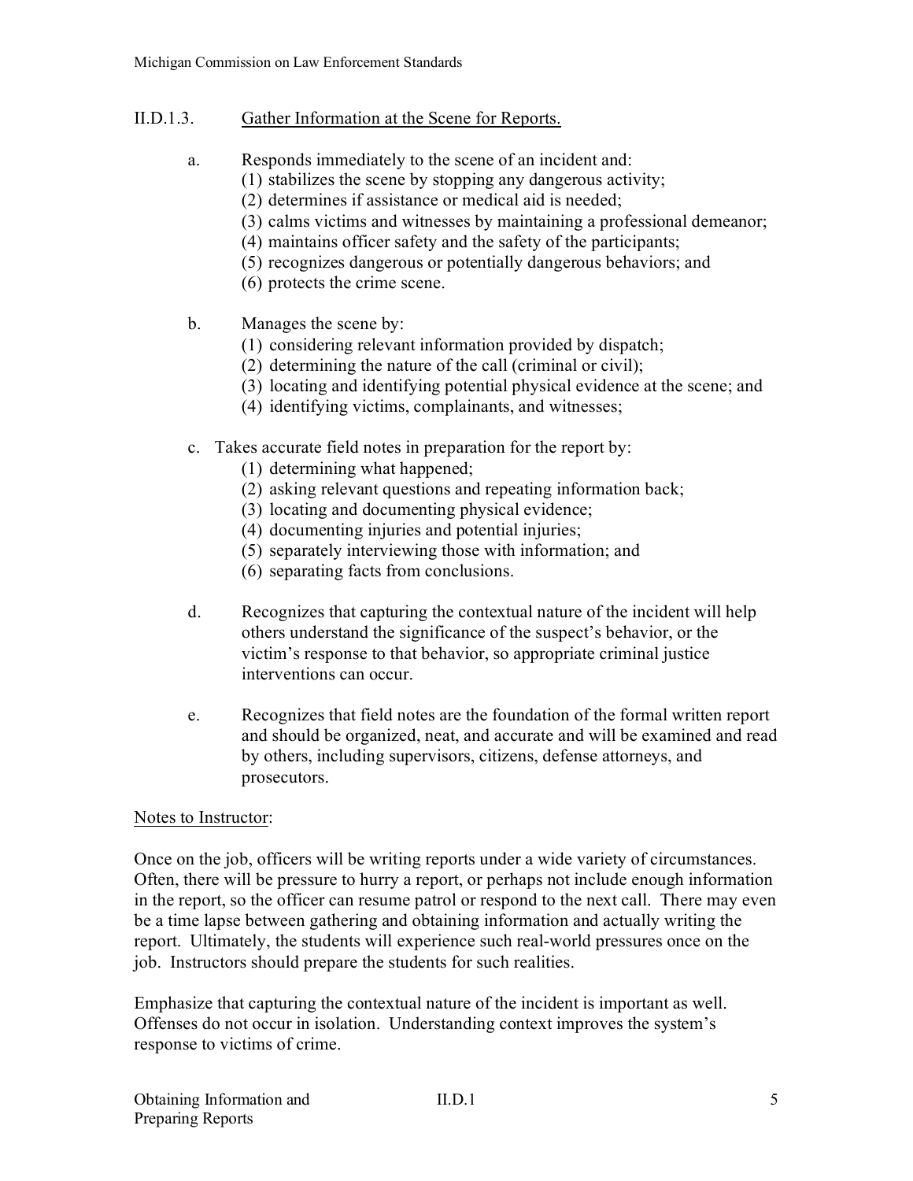## II.D.1.3. Gather Information at the Scene for Reports.

a. Responds immediately to the scene of an incident and:
   (1) stabilizes the scene by stopping any dangerous activity;
   (2) determines if assistance or medical aid is needed;
   (3) calms victims and witnesses by maintaining a professional demeanor;
   (4) maintains officer safety and the safety of the participants;
   (5) recognizes dangerous or potentially dangerous behaviors; and
   (6) protects the crime scene.

b. Manages the scene by:
   (1) considering relevant information provided by dispatch;
   (2) determining the nature of the call (criminal or civil);
   (3) locating and identifying potential physical evidence at the scene; and
   (4) identifying victims, complainants, and witnesses;

c. Takes accurate field notes in preparation for the report by:
   (1) determining what happened;
   (2) asking relevant questions and repeating information back;
   (3) locating and documenting physical evidence;
   (4) documenting injuries and potential injuries;
   (5) separately interviewing those with information; and
   (6) separating facts from conclusions.

d. Recognizes that capturing the contextual nature of the incident will help others understand the significance of the suspect's behavior, or the victim's response to that behavior, so appropriate criminal justice interventions can occur.

e. Recognizes that field notes are the foundation of the formal written report and should be organized, neat, and accurate and will be examined and read by others, including supervisors, citizens, defense attorneys, and prosecutors.

Notes to Instructor:

Once on the job, officers will be writing reports under a wide variety of circumstances. Often, there will be pressure to hurry a report, or perhaps not include enough information in the report, so the officer can resume patrol or respond to the next call. There may even be a time lapse between gathering and obtaining information and actually writing the report. Ultimately, the students will experience such real-world pressures once on the job. Instructors should prepare the students for such realities.

Emphasize that capturing the contextual nature of the incident is important as well. Offenses do not occur in isolation. Understanding context improves the system's response to victims of crime.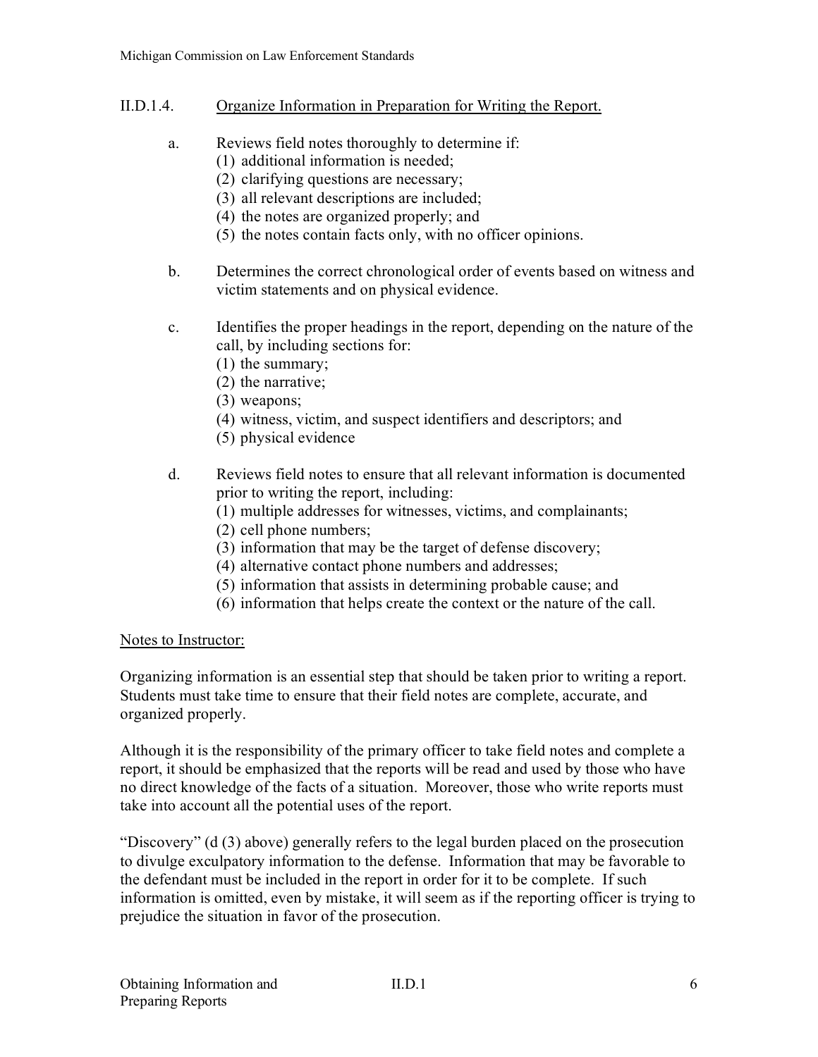## II.D.1.4. Organize Information in Preparation for Writing the Report.

a. Reviews field notes thoroughly to determine if:
   (1) additional information is needed;
   (2) clarifying questions are necessary;
   (3) all relevant descriptions are included;
   (4) the notes are organized properly; and
   (5) the notes contain facts only, with no officer opinions.

b. Determines the correct chronological order of events based on witness and victim statements and on physical evidence.

c. Identifies the proper headings in the report, depending on the nature of the call, by including sections for:
   (1) the summary;
   (2) the narrative;
   (3) weapons;
   (4) witness, victim, and suspect identifiers and descriptors; and
   (5) physical evidence

d. Reviews field notes to ensure that all relevant information is documented prior to writing the report, including:
   (1) multiple addresses for witnesses, victims, and complainants;
   (2) cell phone numbers;
   (3) information that may be the target of defense discovery;
   (4) alternative contact phone numbers and addresses;
   (5) information that assists in determining probable cause; and
   (6) information that helps create the context or the nature of the call.

Notes to Instructor:

Organizing information is an essential step that should be taken prior to writing a report. Students must take time to ensure that their field notes are complete, accurate, and organized properly.

Although it is the responsibility of the primary officer to take field notes and complete a report, it should be emphasized that the reports will be read and used by those who have no direct knowledge of the facts of a situation. Moreover, those who write reports must take into account all the potential uses of the report.

"Discovery" (d (3) above) generally refers to the legal burden placed on the prosecution to divulge exculpatory information to the defense. Information that may be favorable to the defendant must be included in the report in order for it to be complete. If such information is omitted, even by mistake, it will seem as if the reporting officer is trying to prejudice the situation in favor of the prosecution.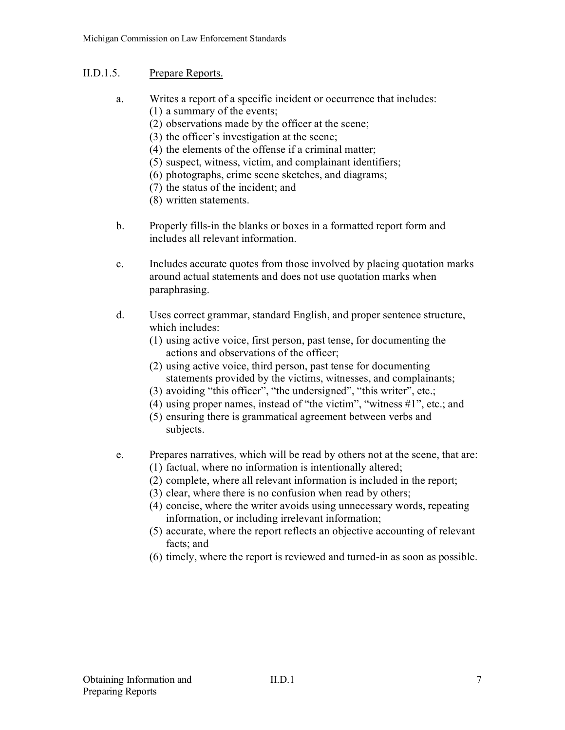## II.D.1.5. Prepare Reports.

a. Writes a report of a specific incident or occurrence that includes:
   (1) a summary of the events;
   (2) observations made by the officer at the scene;
   (3) the officer's investigation at the scene;
   (4) the elements of the offense if a criminal matter;
   (5) suspect, witness, victim, and complainant identifiers;
   (6) photographs, crime scene sketches, and diagrams;
   (7) the status of the incident; and
   (8) written statements.

b. Properly fills-in the blanks or boxes in a formatted report form and includes all relevant information.

c. Includes accurate quotes from those involved by placing quotation marks around actual statements and does not use quotation marks when paraphrasing.

d. Uses correct grammar, standard English, and proper sentence structure, which includes:
   (1) using active voice, first person, past tense, for documenting the actions and observations of the officer;
   (2) using active voice, third person, past tense for documenting statements provided by the victims, witnesses, and complainants;
   (3) avoiding "this officer", "the undersigned", "this writer", etc.;
   (4) using proper names, instead of "the victim", "witness #1", etc.; and
   (5) ensuring there is grammatical agreement between verbs and subjects.

e. Prepares narratives, which will be read by others not at the scene, that are:
   (1) factual, where no information is intentionally altered;
   (2) complete, where all relevant information is included in the report;
   (3) clear, where there is no confusion when read by others;
   (4) concise, where the writer avoids using unnecessary words, repeating information, or including irrelevant information;
   (5) accurate, where the report reflects an objective accounting of relevant facts; and
   (6) timely, where the report is reviewed and turned-in as soon as possible.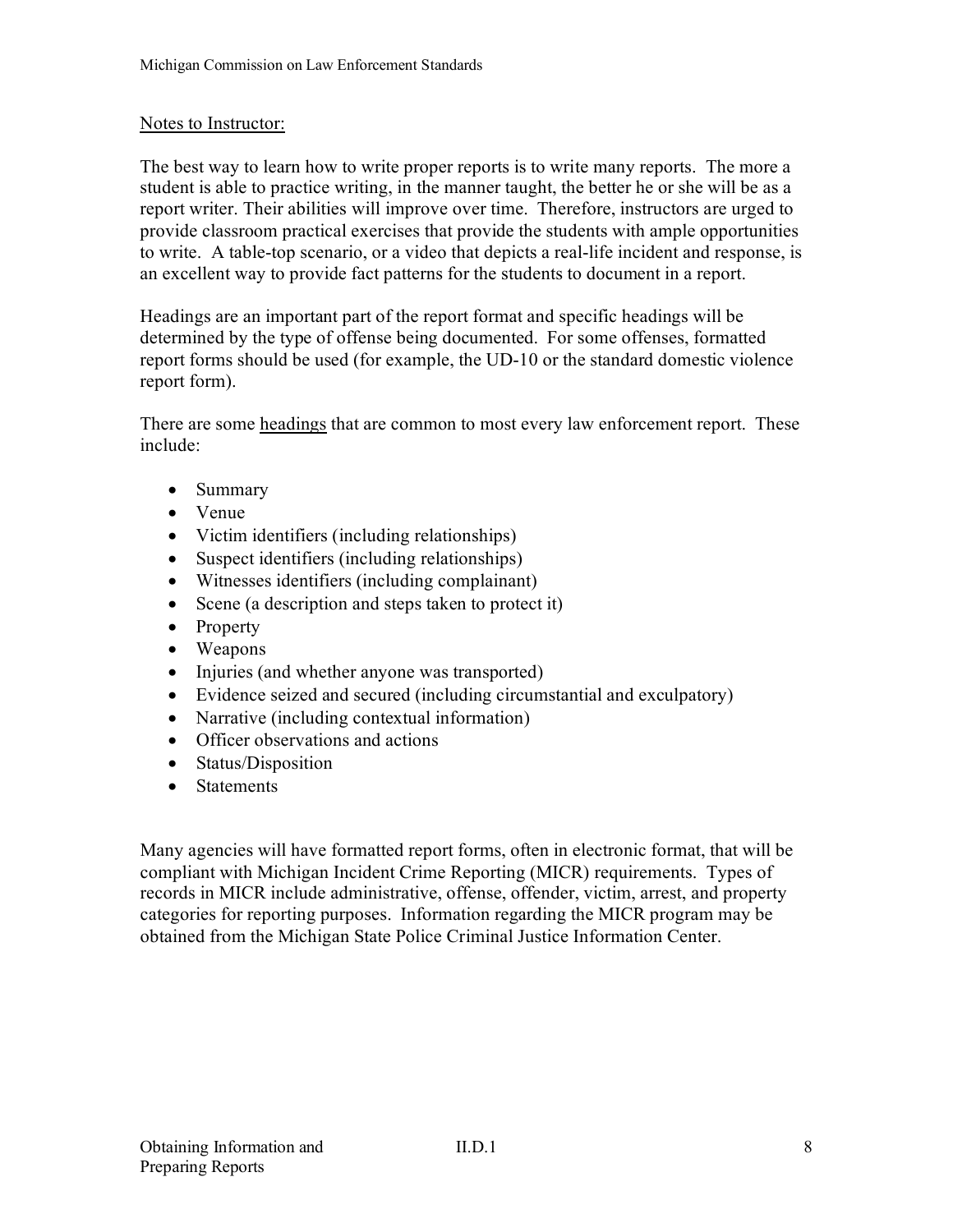<u>Notes to Instructor:</u>

The best way to learn how to write proper reports is to write many reports. The more a student is able to practice writing, in the manner taught, the better he or she will be as a report writer. Their abilities will improve over time. Therefore, instructors are urged to provide classroom practical exercises that provide the students with ample opportunities to write. A table-top scenario, or a video that depicts a real-life incident and response, is an excellent way to provide fact patterns for the students to document in a report.

Headings are an important part of the report format and specific headings will be determined by the type of offense being documented. For some offenses, formatted report forms should be used (for example, the UD-10 or the standard domestic violence report form).

There are some <u>headings</u> that are common to most every law enforcement report. These include:

- Summary
- Venue
- Victim identifiers (including relationships)
- Suspect identifiers (including relationships)
- Witnesses identifiers (including complainant)
- Scene (a description and steps taken to protect it)
- Property
- Weapons
- Injuries (and whether anyone was transported)
- Evidence seized and secured (including circumstantial and exculpatory)
- Narrative (including contextual information)
- Officer observations and actions
- Status/Disposition
- Statements

Many agencies will have formatted report forms, often in electronic format, that will be compliant with Michigan Incident Crime Reporting (MICR) requirements. Types of records in MICR include administrative, offense, offender, victim, arrest, and property categories for reporting purposes. Information regarding the MICR program may be obtained from the Michigan State Police Criminal Justice Information Center.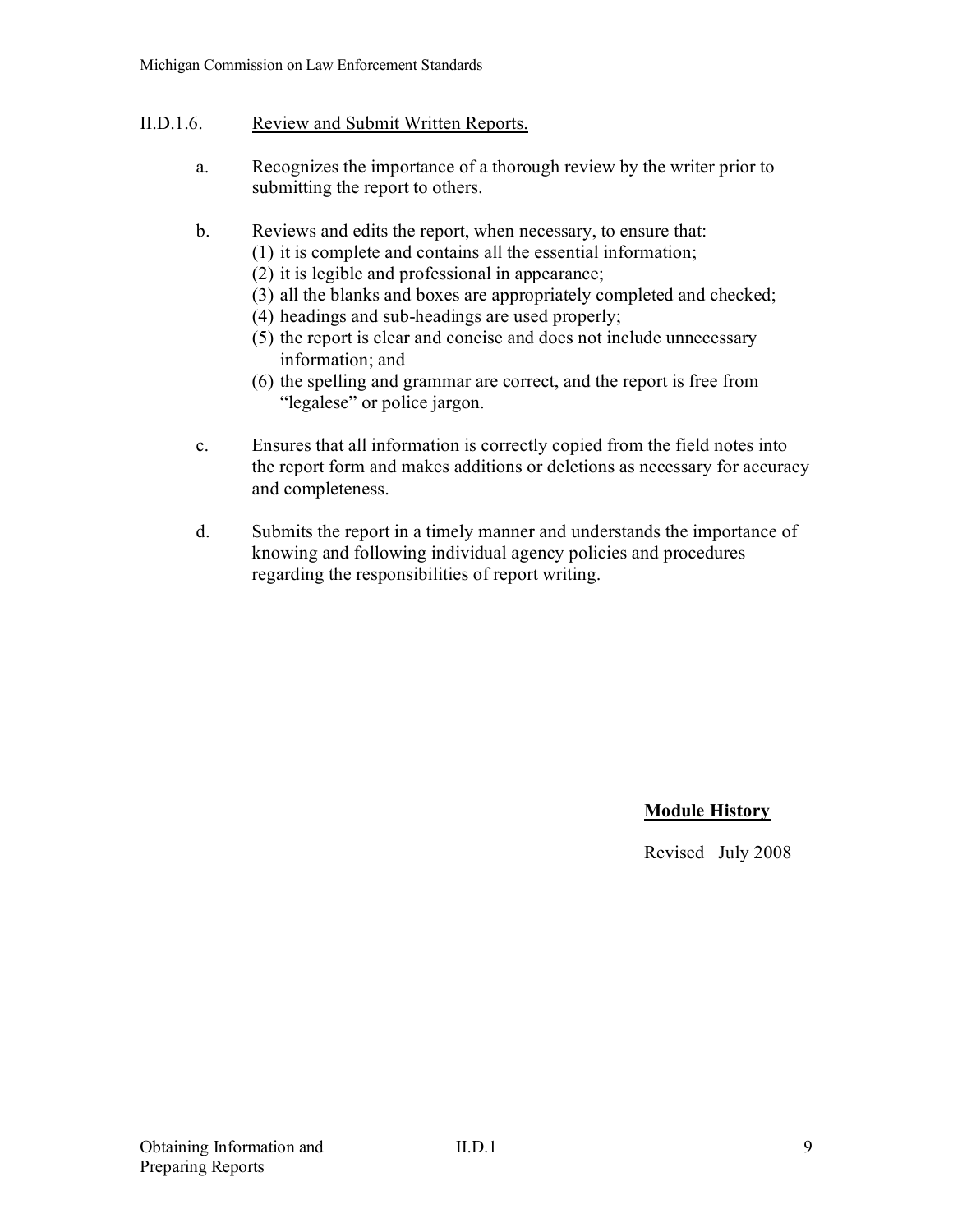II.D.1.6. Review and Submit Written Reports.

a. Recognizes the importance of a thorough review by the writer prior to submitting the report to others.

b. Reviews and edits the report, when necessary, to ensure that:
   (1) it is complete and contains all the essential information;
   (2) it is legible and professional in appearance;
   (3) all the blanks and boxes are appropriately completed and checked;
   (4) headings and sub-headings are used properly;
   (5) the report is clear and concise and does not include unnecessary information; and
   (6) the spelling and grammar are correct, and the report is free from "legalese" or police jargon.

c. Ensures that all information is correctly copied from the field notes into the report form and makes additions or deletions as necessary for accuracy and completeness.

d. Submits the report in a timely manner and understands the importance of knowing and following individual agency policies and procedures regarding the responsibilities of report writing.

**Module History**

Revised July 2008